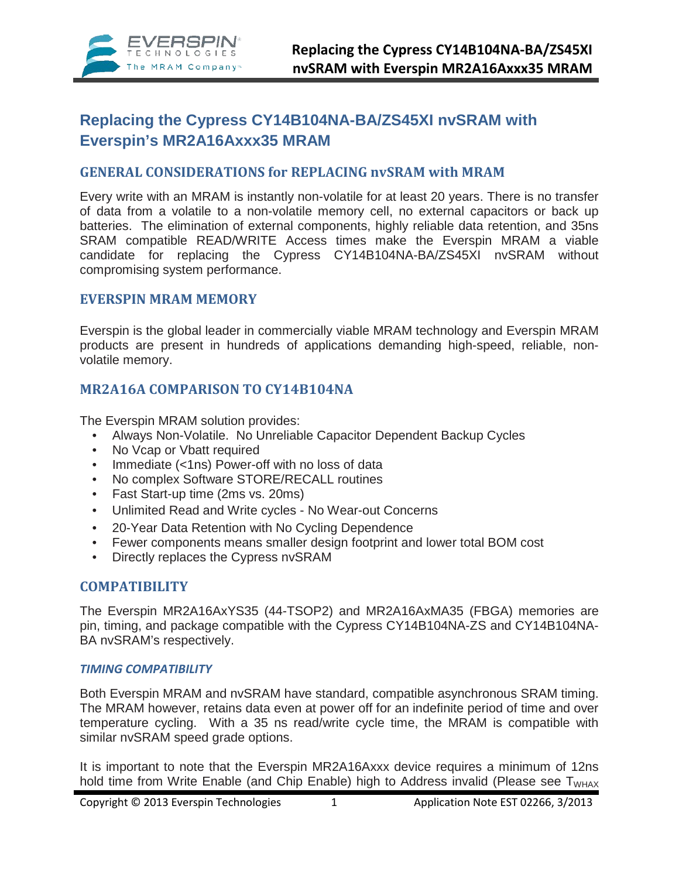# Replacing the Cypress CY14B104NA-BA/ZS45XI nvSRAM with Everspin's MR2A16Axxx35 MRAM

## GENERAL CONSIDERATIONS for REPLACING nvSRAM with MRAM

Every write with an MRAM is instantly non-volatile for at least 20 years. There is no transfer of data from a volatile to a non-volatile memory cell, no external capacitors or back up batteries. The elimination of external components, highly reliable data retention, and 35ns SRAM compatible READ/WRITE Access times make the Everspin MRAM a viable candidate for replacing the Cypress CY14B104NA-BA/ZS45XI nvSRAM without compromising system performance.

## EVERSPIN MRAM MEMORY

Everspin is the global leader in commercially viable MRAM technology and Everspin MRAM products are present in hundreds of applications demanding high-speed, reliable, non-volatile memory.

## MR2A16A COMPARISON TO CY14B104NA

The Everspin MRAM solution provides:

- Always Non-Volatile. No Unreliable Capacitor Dependent Backup Cycles
- No Vcap or Vbatt required
- Immediate (<1ns) Power-off with no loss of data
- No complex Software STORE/RECALL routines
- Fast Start-up time (2ms vs. 20ms)
- Unlimited Read and Write cycles - No Wear-out Concerns
- 20-Year Data Retention with No Cycling Dependence
- Fewer components means smaller design footprint and lower total BOM cost
- Directly replaces the Cypress nvSRAM

## COMPATIBILITY

The Everspin MR2A16AxYS35 (44-TSOP2) and MR2A16AxMA35 (FBGA) memories are pin, timing, and package compatible with the Cypress CY14B104NA-ZS and CY14B104NA-BA nvSRAM's respectively.

### *TIMING COMPATIBILITY*

Both Everspin MRAM and nvSRAM have standard, compatible asynchronous SRAM timing. The MRAM however, retains data even at power off for an indefinite period of time and over temperature cycling. With a 35 ns read/write cycle time, the MRAM is compatible with similar nvSRAM speed grade options.

It is important to note that the Everspin MR2A16Axxx device requires a minimum of 12ns hold time from Write Enable (and Chip Enable) high to Address invalid (Please see $T_{WHAX}$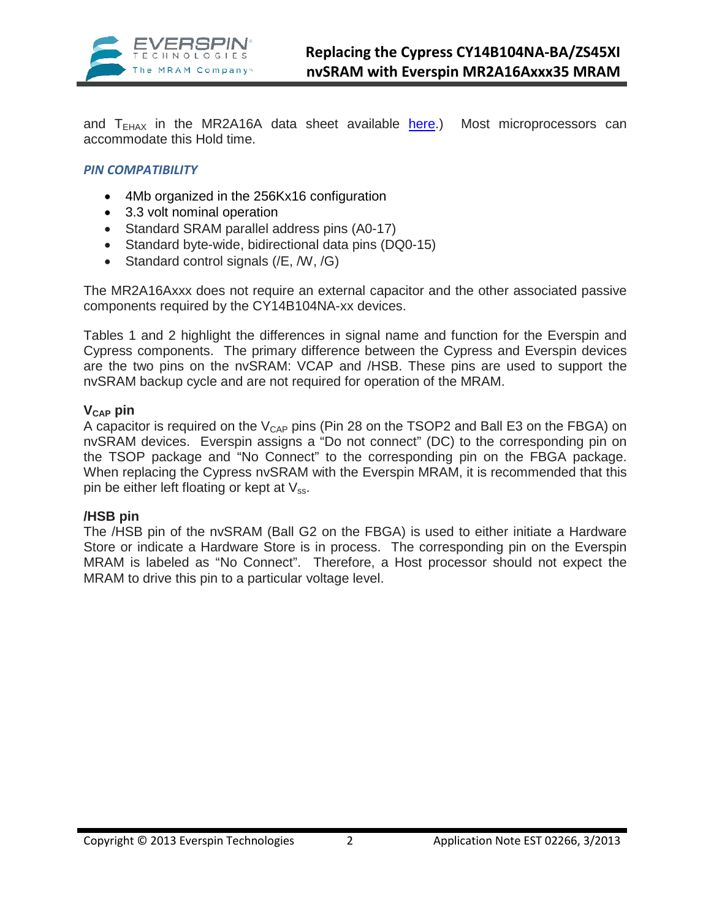and $T_{EHAX}$ in the MR2A16A data sheet available here.)  Most microprocessors can accommodate this Hold time.

### *PIN COMPATIBILITY*

- 4Mb organized in the 256Kx16 configuration
- 3.3 volt nominal operation
- Standard SRAM parallel address pins (A0-17)
- Standard byte-wide, bidirectional data pins (DQ0-15)
- Standard control signals (/E, /W, /G)

The MR2A16Axxx does not require an external capacitor and the other associated passive components required by the CY14B104NA-xx devices.

Tables 1 and 2 highlight the differences in signal name and function for the Everspin and Cypress components. The primary difference between the Cypress and Everspin devices are the two pins on the nvSRAM: VCAP and /HSB. These pins are used to support the nvSRAM backup cycle and are not required for operation of the MRAM.

#### $V_{CAP}$ pin

A capacitor is required on the $V_{CAP}$ pins (Pin 28 on the TSOP2 and Ball E3 on the FBGA) on nvSRAM devices. Everspin assigns a "Do not connect" (DC) to the corresponding pin on the TSOP package and "No Connect" to the corresponding pin on the FBGA package. When replacing the Cypress nvSRAM with the Everspin MRAM, it is recommended that this pin be either left floating or kept at $V_{ss}$.

#### /HSB pin

The /HSB pin of the nvSRAM (Ball G2 on the FBGA) is used to either initiate a Hardware Store or indicate a Hardware Store is in process. The corresponding pin on the Everspin MRAM is labeled as "No Connect". Therefore, a Host processor should not expect the MRAM to drive this pin to a particular voltage level.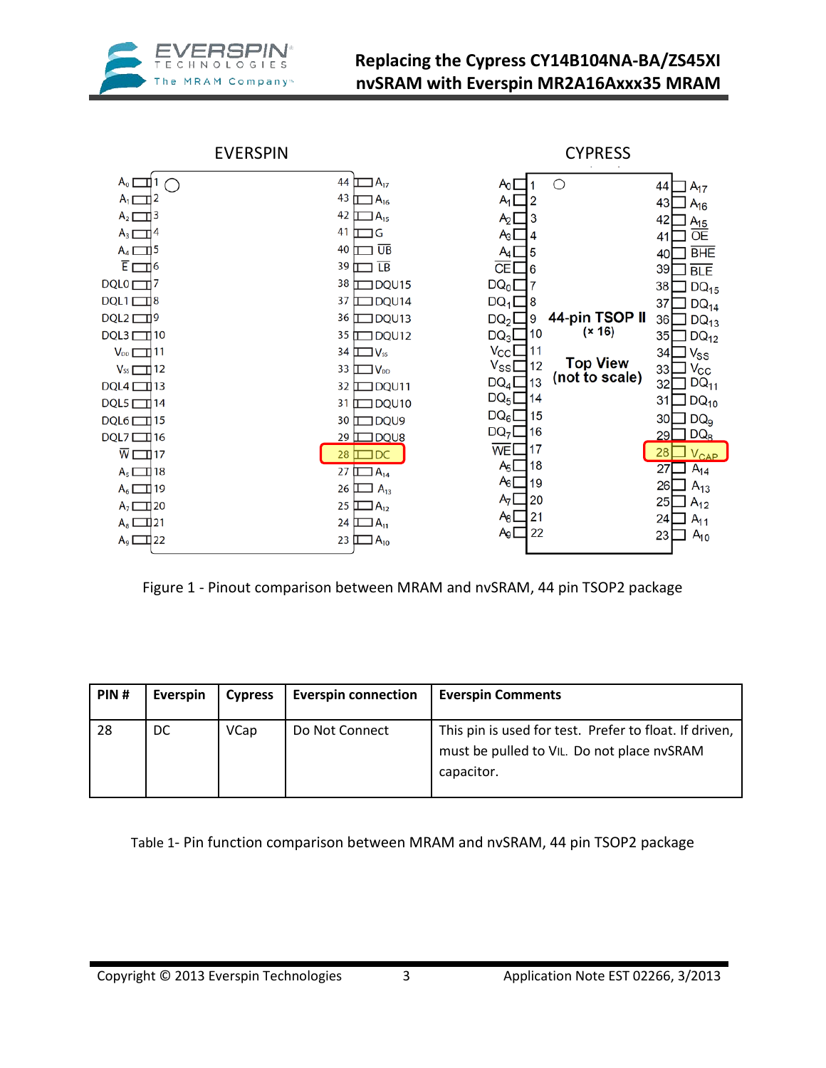EVERSPIN

| Pin | Signal | Pin | Signal |
|---|---|---|---|
| 1 | $A_0$ | 44 | $A_{17}$ |
| 2 | $A_1$ | 43 | $A_{16}$ |
| 3 | $A_2$ | 42 | $A_{15}$ |
| 4 | $A_3$ | 41 | $\overline{G}$ |
| 5 | $A_4$ | 40 | $\overline{UB}$ |
| 6 | $\overline{E}$ | 39 | $\overline{LB}$ |
| 7 | DQL0 | 38 | DQU15 |
| 8 | DQL1 | 37 | DQU14 |
| 9 | DQL2 | 36 | DQU13 |
| 10 | DQL3 | 35 | DQU12 |
| 11 | $V_{DD}$ | 34 | $V_{SS}$ |
| 12 | $V_{SS}$ | 33 | $V_{DD}$ |
| 13 | DQL4 | 32 | DQU11 |
| 14 | DQL5 | 31 | DQU10 |
| 15 | DQL6 | 30 | DQU9 |
| 16 | DQL7 | 29 | DQU8 |
| 17 | $\overline{W}$ | 28 | DC |
| 18 | $A_5$ | 27 | $A_{14}$ |
| 19 | $A_6$ | 26 | $A_{13}$ |
| 20 | $A_7$ | 25 | $A_{12}$ |
| 21 | $A_8$ | 24 | $A_{11}$ |
| 22 | $A_9$ | 23 | $A_{10}$ |

CYPRESS

44-pin TSOP II (× 16)

Top View (not to scale)

| Pin | Signal | Pin | Signal |
|---|---|---|---|
| 1 | $A_0$ | 44 | $A_{17}$ |
| 2 | $A_1$ | 43 | $A_{16}$ |
| 3 | $A_2$ | 42 | $A_{15}$ |
| 4 | $A_3$ | 41 | $\overline{OE}$ |
| 5 | $A_4$ | 40 | $\overline{BHE}$ |
| 6 | $\overline{CE}$ | 39 | $\overline{BLE}$ |
| 7 | $DQ_0$ | 38 | $DQ_{15}$ |
| 8 | $DQ_1$ | 37 | $DQ_{14}$ |
| 9 | $DQ_2$ | 36 | $DQ_{13}$ |
| 10 | $DQ_3$ | 35 | $DQ_{12}$ |
| 11 | $V_{CC}$ | 34 | $V_{SS}$ |
| 12 | $V_{SS}$ | 33 | $V_{CC}$ |
| 13 | $DQ_4$ | 32 | $DQ_{11}$ |
| 14 | $DQ_5$ | 31 | $DQ_{10}$ |
| 15 | $DQ_6$ | 30 | $DQ_9$ |
| 16 | $DQ_7$ | 29 | $DQ_8$ |
| 17 | $\overline{WE}$ | 28 | $V_{CAP}$ |
| 18 | $A_5$ | 27 | $A_{14}$ |
| 19 | $A_6$ | 26 | $A_{13}$ |
| 20 | $A_7$ | 25 | $A_{12}$ |
| 21 | $A_8$ | 24 | $A_{11}$ |
| 22 | $A_9$ | 23 | $A_{10}$ |

Figure 1 - Pinout comparison between MRAM and nvSRAM, 44 pin TSOP2 package

| PIN # | Everspin | Cypress | Everspin connection | Everspin Comments |
|---|---|---|---|---|
| 28 | DC | VCap | Do Not Connect | This pin is used for test. Prefer to float. If driven, must be pulled to $V_{IL}$. Do not place nvSRAM capacitor. |

Table 1- Pin function comparison between MRAM and nvSRAM, 44 pin TSOP2 package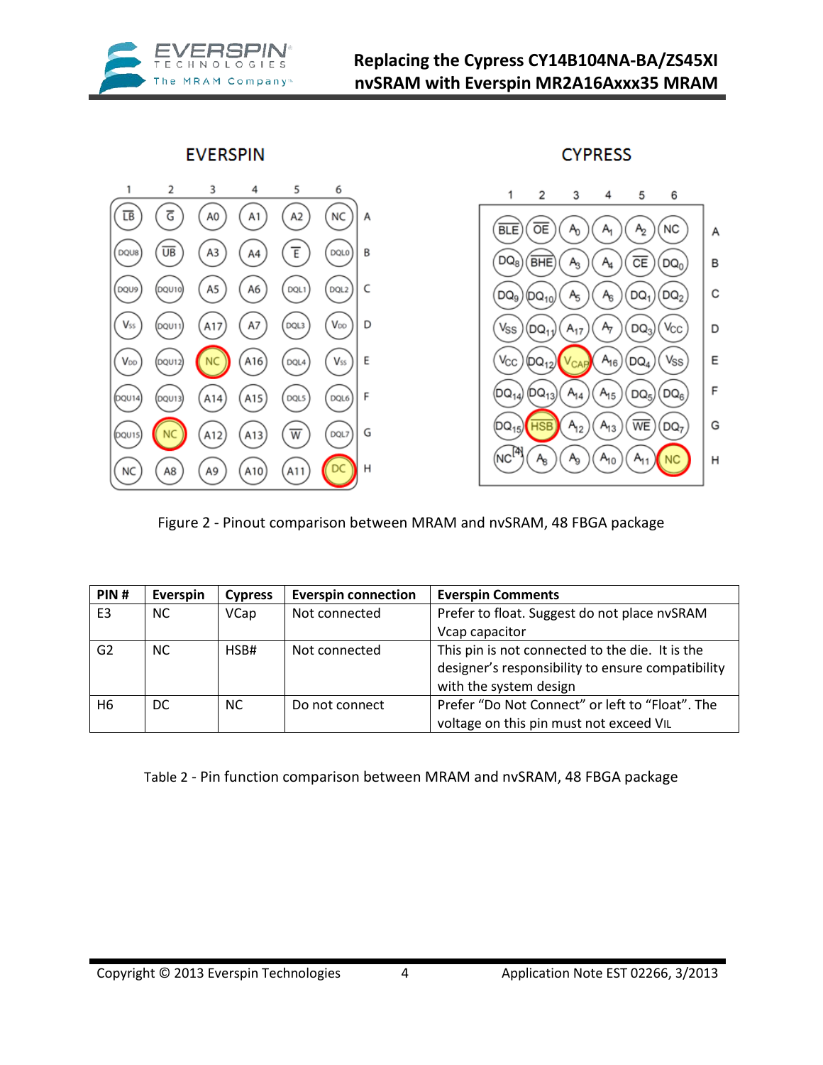EVERSPIN

|   | 1 | 2 | 3 | 4 | 5 | 6 |
|---|---|---|---|---|---|---|
| A | LB# | G# | A0 | A1 | A2 | NC |
| B | DQU8 | UB# | A3 | A4 | E# | DQL0 |
| C | DQU9 | DQU10 | A5 | A6 | DQL1 | DQL2 |
| D | VSS | DQU11 | A17 | A7 | DQL3 | VDD |
| E | VDD | DQU12 | NC | A16 | DQL4 | VSS |
| F | DQU14 | DQU13 | A14 | A15 | DQL5 | DQL6 |
| G | DQU15 | NC | A12 | A13 | W# | DQL7 |
| H | NC | A8 | A9 | A10 | A11 | DC |

CYPRESS

|   | 1 | 2 | 3 | 4 | 5 | 6 |
|---|---|---|---|---|---|---|
| A | BLE# | OE# | $A_0$ | $A_1$ | $A_2$ | NC |
| B | $DQ_8$ | BHE# | $A_3$ | $A_4$ | CE# | $DQ_0$ |
| C | $DQ_9$ | $DQ_{10}$ | $A_5$ | $A_6$ | $DQ_1$ | $DQ_2$ |
| D | $V_{SS}$ | $DQ_{11}$ | $A_{17}$ | $A_7$ | $DQ_3$ | $V_{CC}$ |
| E | $V_{CC}$ | $DQ_{12}$ | $V_{CAP}$ | $A_{16}$ | $DQ_4$ | $V_{SS}$ |
| F | $DQ_{14}$ | $DQ_{13}$ | $A_{14}$ | $A_{15}$ | $DQ_5$ | $DQ_6$ |
| G | $DQ_{15}$ | HSB | $A_{12}$ | $A_{13}$ | WE# | $DQ_7$ |
| H | NC[4] | $A_8$ | $A_9$ | $A_{10}$ | $A_{11}$ | NC |

Figure 2 - Pinout comparison between MRAM and nvSRAM, 48 FBGA package

| PIN # | Everspin | Cypress | Everspin connection | Everspin Comments |
|---|---|---|---|---|
| E3 | NC | VCap | Not connected | Prefer to float. Suggest do not place nvSRAM Vcap capacitor |
| G2 | NC | HSB# | Not connected | This pin is not connected to the die. It is the designer's responsibility to ensure compatibility with the system design |
| H6 | DC | NC | Do not connect | Prefer "Do Not Connect" or left to "Float". The voltage on this pin must not exceed $V_{IL}$ |

Table 2 - Pin function comparison between MRAM and nvSRAM, 48 FBGA package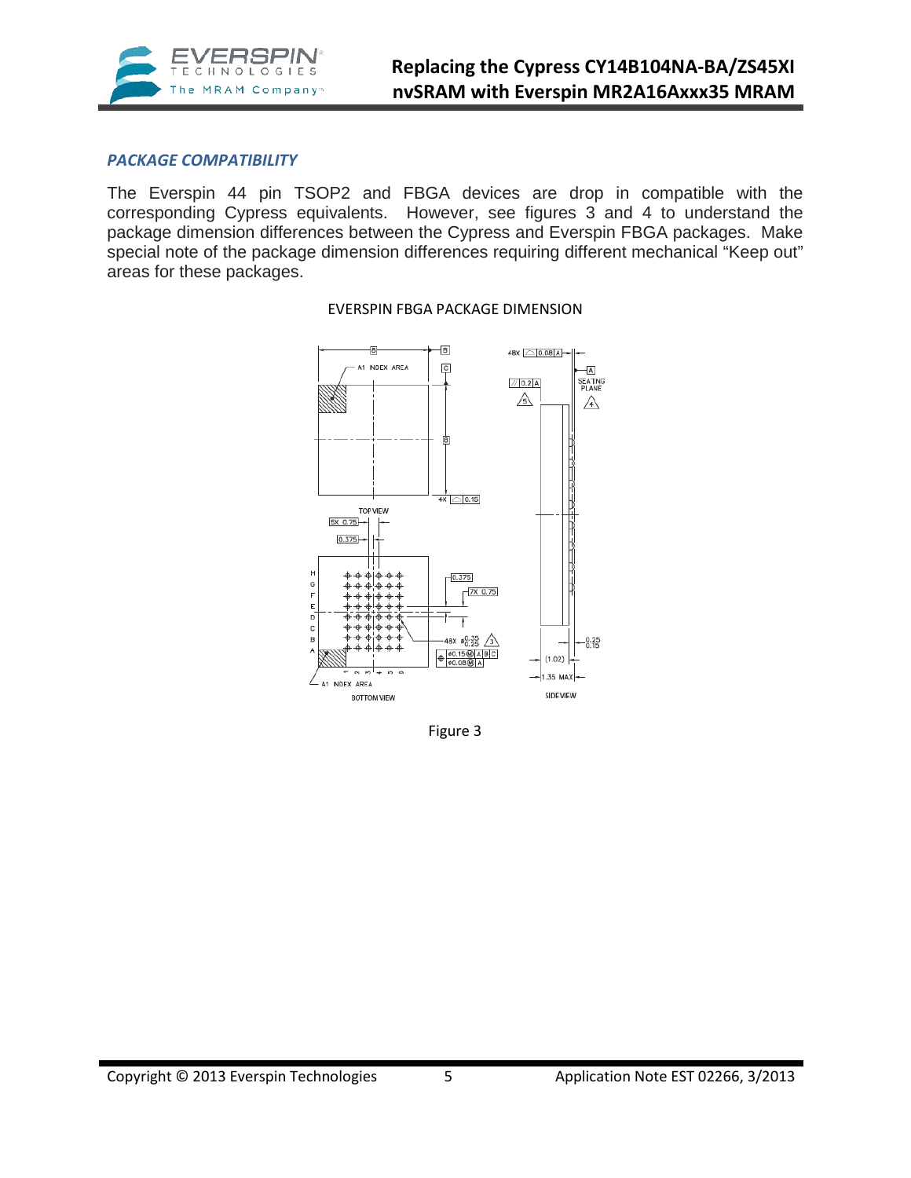### *PACKAGE COMPATIBILITY*

The Everspin 44 pin TSOP2 and FBGA devices are drop in compatible with the corresponding Cypress equivalents. However, see figures 3 and 4 to understand the package dimension differences between the Cypress and Everspin FBGA packages. Make special note of the package dimension differences requiring different mechanical "Keep out" areas for these packages.

EVERSPIN FBGA PACKAGE DIMENSION

Figure 3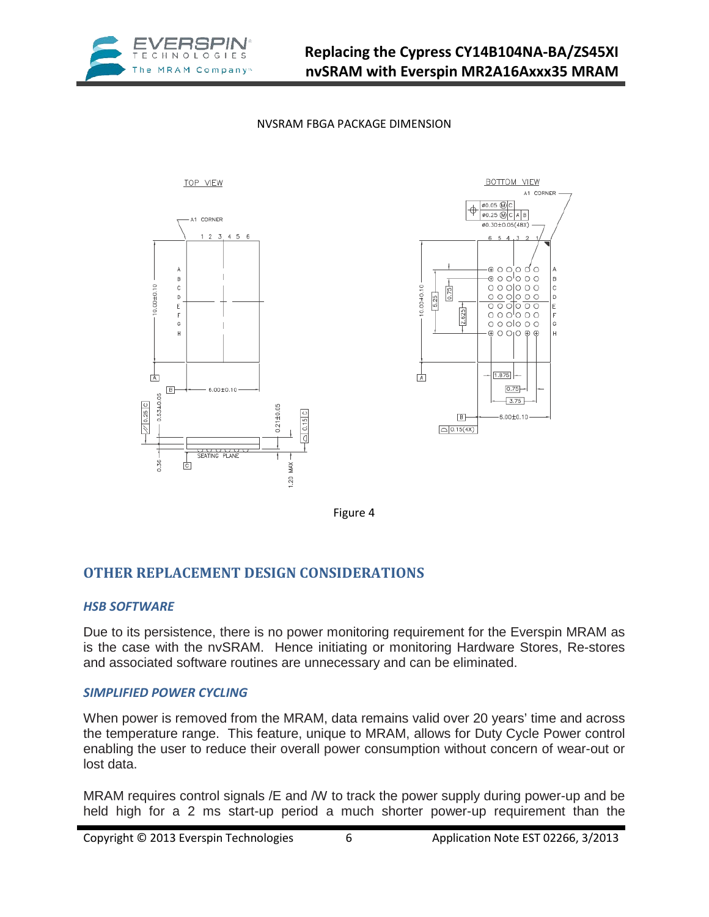NVSRAM FBGA PACKAGE DIMENSION

Figure 4

## OTHER REPLACEMENT DESIGN CONSIDERATIONS

### *HSB SOFTWARE*

Due to its persistence, there is no power monitoring requirement for the Everspin MRAM as is the case with the nvSRAM. Hence initiating or monitoring Hardware Stores, Re-stores and associated software routines are unnecessary and can be eliminated.

### *SIMPLIFIED POWER CYCLING*

When power is removed from the MRAM, data remains valid over 20 years' time and across the temperature range. This feature, unique to MRAM, allows for Duty Cycle Power control enabling the user to reduce their overall power consumption without concern of wear-out or lost data.

MRAM requires control signals /E and /W to track the power supply during power-up and be held high for a 2 ms start-up period a much shorter power-up requirement than the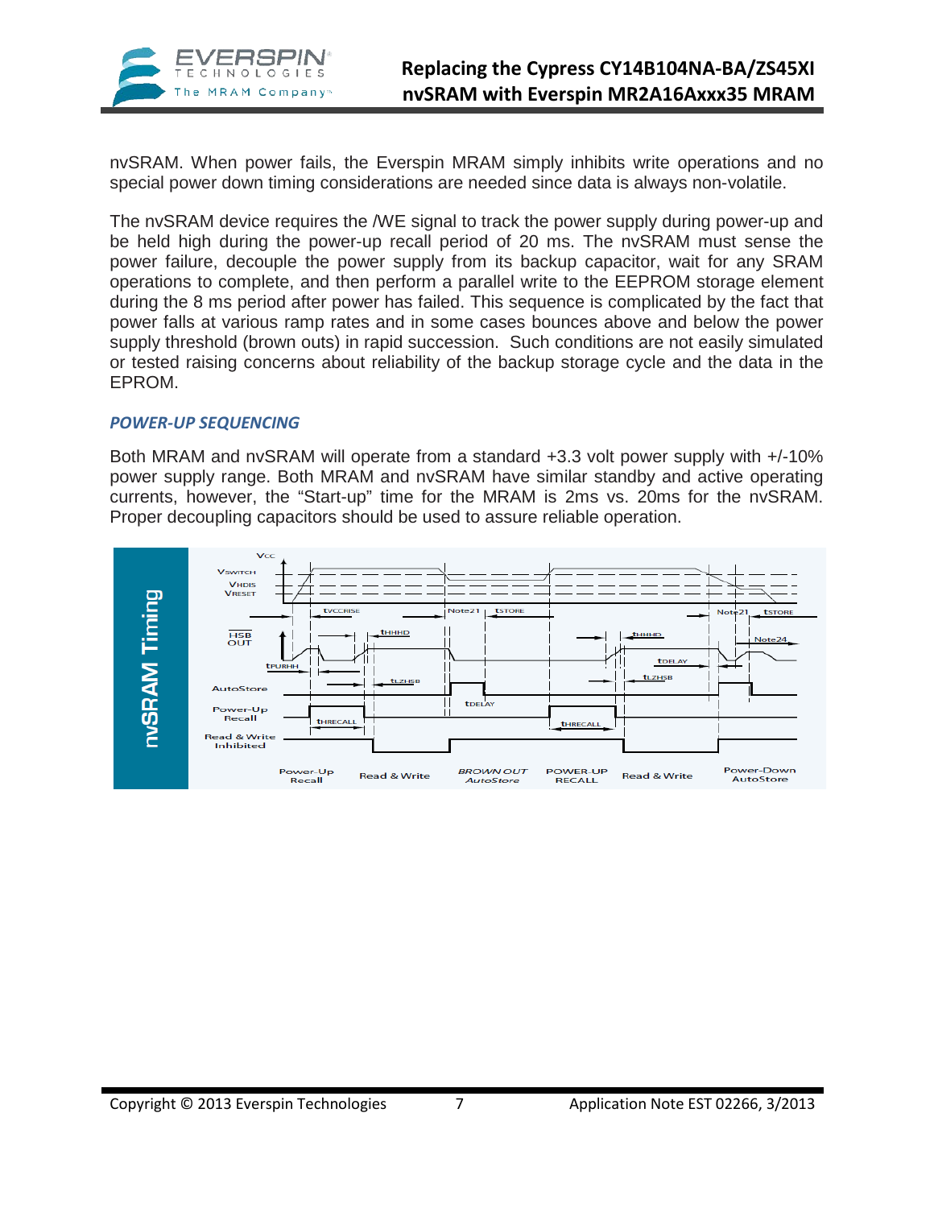nvSRAM. When power fails, the Everspin MRAM simply inhibits write operations and no special power down timing considerations are needed since data is always non-volatile.

The nvSRAM device requires the /WE signal to track the power supply during power-up and be held high during the power-up recall period of 20 ms. The nvSRAM must sense the power failure, decouple the power supply from its backup capacitor, wait for any SRAM operations to complete, and then perform a parallel write to the EEPROM storage element during the 8 ms period after power has failed. This sequence is complicated by the fact that power falls at various ramp rates and in some cases bounces above and below the power supply threshold (brown outs) in rapid succession. Such conditions are not easily simulated or tested raising concerns about reliability of the backup storage cycle and the data in the EPROM.

### *POWER-UP SEQUENCING*

Both MRAM and nvSRAM will operate from a standard +3.3 volt power supply with +/-10% power supply range. Both MRAM and nvSRAM have similar standby and active operating currents, however, the "Start-up" time for the MRAM is 2ms vs. 20ms for the nvSRAM. Proper decoupling capacitors should be used to assure reliable operation.

**nvSRAM Timing**

Vcc, VSWITCH, VHDIS, VRESET, tVCCRISE, Note21, tSTORE, HSB OUT, tHHHD, tPURHH, tLZHSB, tDELAY, Note24, AutoStore, Power-Up Recall, tRECALL, Read & Write Inhibited

Power-Up Recall | Read & Write | BROWN OUT AutoStore | POWER-UP RECALL | Read & Write | Power-Down AutoStore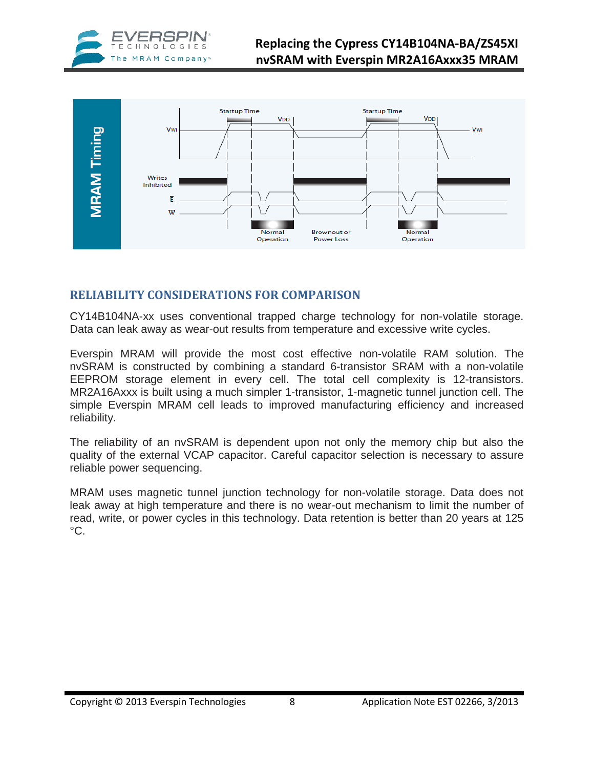## RELIABILITY CONSIDERATIONS FOR COMPARISON

CY14B104NA-xx uses conventional trapped charge technology for non-volatile storage. Data can leak away as wear-out results from temperature and excessive write cycles.

Everspin MRAM will provide the most cost effective non-volatile RAM solution. The nvSRAM is constructed by combining a standard 6-transistor SRAM with a non-volatile EEPROM storage element in every cell. The total cell complexity is 12-transistors. MR2A16Axxx is built using a much simpler 1-transistor, 1-magnetic tunnel junction cell. The simple Everspin MRAM cell leads to improved manufacturing efficiency and increased reliability.

The reliability of an nvSRAM is dependent upon not only the memory chip but also the quality of the external VCAP capacitor. Careful capacitor selection is necessary to assure reliable power sequencing.

MRAM uses magnetic tunnel junction technology for non-volatile storage. Data does not leak away at high temperature and there is no wear-out mechanism to limit the number of read, write, or power cycles in this technology. Data retention is better than 20 years at 125 °C.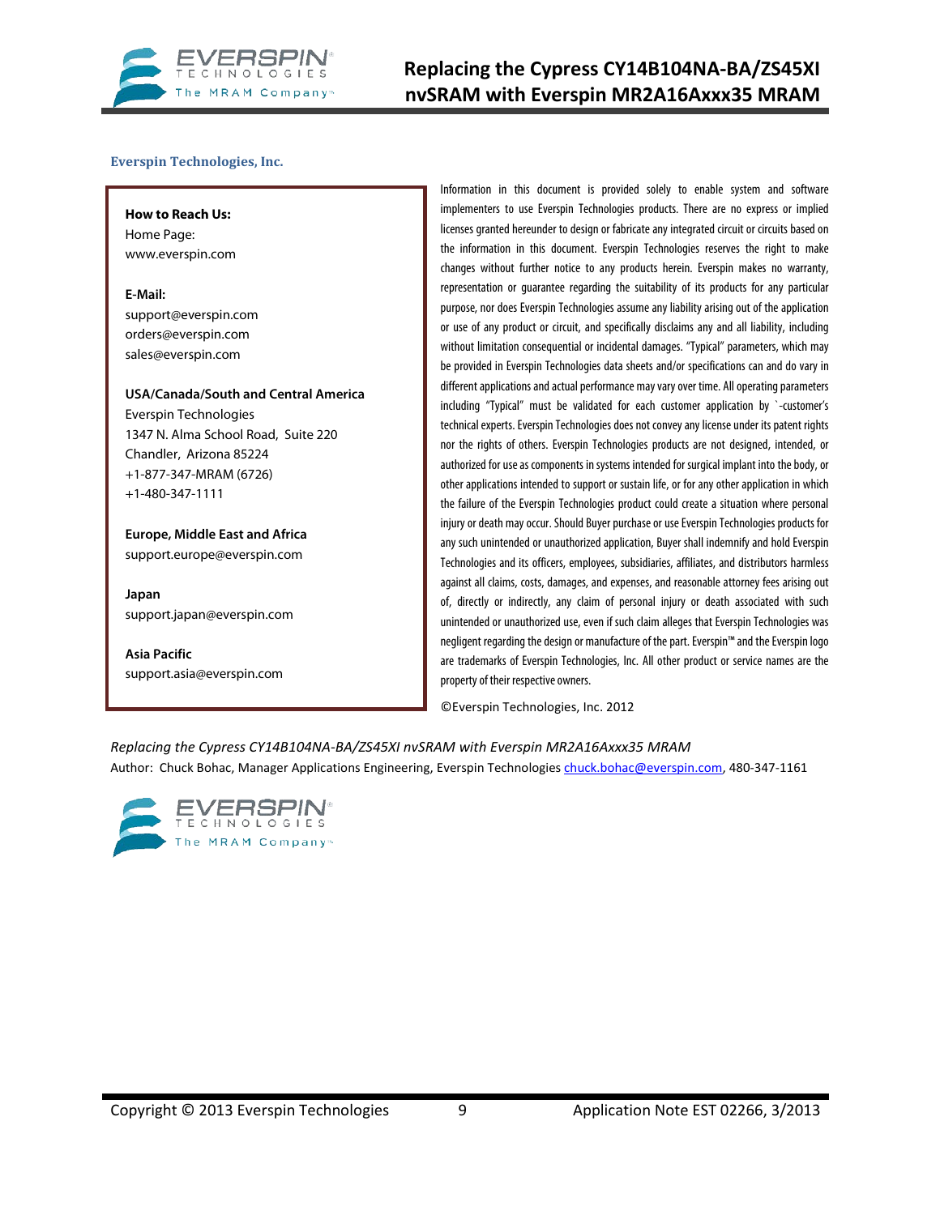**Everspin Technologies, Inc.**

**How to Reach Us:**
Home Page:
www.everspin.com

**E-Mail:**
support@everspin.com
orders@everspin.com
sales@everspin.com

**USA/Canada/South and Central America**
Everspin Technologies
1347 N. Alma School Road, Suite 220
Chandler, Arizona 85224
+1-877-347-MRAM (6726)
+1-480-347-1111

**Europe, Middle East and Africa**
support.europe@everspin.com

**Japan**
support.japan@everspin.com

**Asia Pacific**
support.asia@everspin.com

Information in this document is provided solely to enable system and software implementers to use Everspin Technologies products. There are no express or implied licenses granted hereunder to design or fabricate any integrated circuit or circuits based on the information in this document. Everspin Technologies reserves the right to make changes without further notice to any products herein. Everspin makes no warranty, representation or guarantee regarding the suitability of its products for any particular purpose, nor does Everspin Technologies assume any liability arising out of the application or use of any product or circuit, and specifically disclaims any and all liability, including without limitation consequential or incidental damages. "Typical" parameters, which may be provided in Everspin Technologies data sheets and/or specifications can and do vary in different applications and actual performance may vary over time. All operating parameters including "Typical" must be validated for each customer application by `-customer's technical experts. Everspin Technologies does not convey any license under its patent rights nor the rights of others. Everspin Technologies products are not designed, intended, or authorized for use as components in systems intended for surgical implant into the body, or other applications intended to support or sustain life, or for any other application in which the failure of the Everspin Technologies product could create a situation where personal injury or death may occur. Should Buyer purchase or use Everspin Technologies products for any such unintended or unauthorized application, Buyer shall indemnify and hold Everspin Technologies and its officers, employees, subsidiaries, affiliates, and distributors harmless against all claims, costs, damages, and expenses, and reasonable attorney fees arising out of, directly or indirectly, any claim of personal injury or death associated with such unintended or unauthorized use, even if such claim alleges that Everspin Technologies was negligent regarding the design or manufacture of the part. Everspin™ and the Everspin logo are trademarks of Everspin Technologies, Inc. All other product or service names are the property of their respective owners.

©Everspin Technologies, Inc. 2012

*Replacing the Cypress CY14B104NA-BA/ZS45XI nvSRAM with Everspin MR2A16Axxx35 MRAM*
Author: Chuck Bohac, Manager Applications Engineering, Everspin Technologies chuck.bohac@everspin.com, 480-347-1161